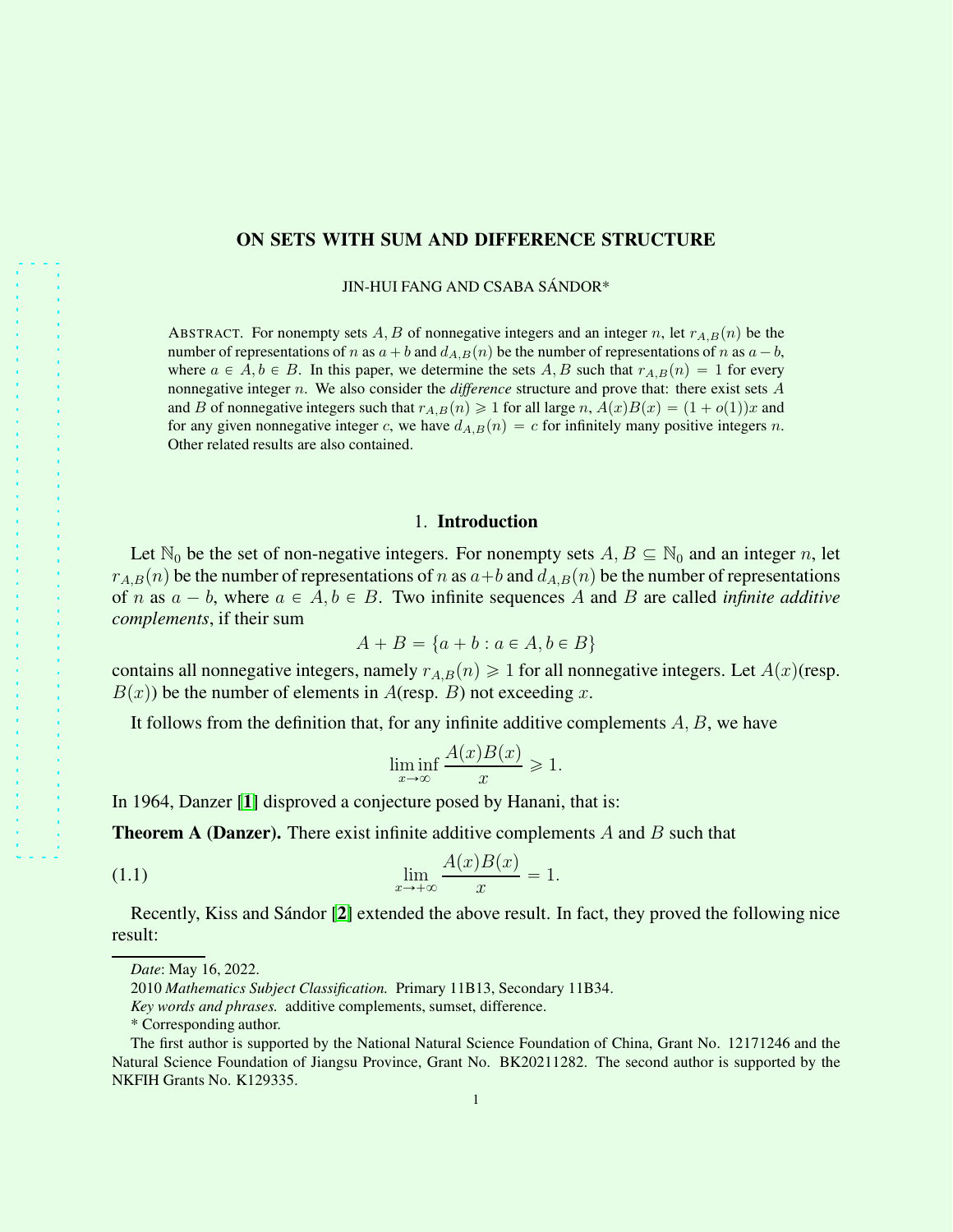# ON SETS WITH SUM AND DIFFERENCE STRUCTURE

JIN-HUI FANG AND CSABA SÁNDOR*

ABSTRACT. For nonempty sets $A, B$ of nonnegative integers and an integer $n$, let $r_{A,B}(n)$ be the number of representations of $n$ as $a+b$ and $d_{A,B}(n)$ be the number of representations of $n$ as $a-b$, where $a \in A, b \in B$. In this paper, we determine the sets $A, B$ such that $r_{A,B}(n) = 1$ for every nonnegative integer $n$. We also consider the *difference* structure and prove that: there exist sets $A$ and $B$ of nonnegative integers such that $r_{A,B}(n) \geqslant 1$ for all large $n$, $A(x)B(x) = (1+o(1))x$ and for any given nonnegative integer $c$, we have $d_{A,B}(n) = c$ for infinitely many positive integers $n$. Other related results are also contained.

## 1. Introduction

Let $\mathbb{N}_0$ be the set of non-negative integers. For nonempty sets $A, B \subseteq \mathbb{N}_0$ and an integer $n$, let $r_{A,B}(n)$ be the number of representations of $n$ as $a+b$ and $d_{A,B}(n)$ be the number of representations of $n$ as $a-b$, where $a \in A, b \in B$. Two infinite sequences $A$ and $B$ are called *infinite additive complements*, if their sum

$$A + B = \{a + b : a \in A, b \in B\}$$

contains all nonnegative integers, namely $r_{A,B}(n) \geqslant 1$ for all nonnegative integers. Let $A(x)$(resp. $B(x)$) be the number of elements in $A$(resp. $B$) not exceeding $x$.

It follows from the definition that, for any infinite additive complements $A, B$, we have

$$\liminf_{x\to\infty} \frac{A(x)B(x)}{x} \geqslant 1.$$

In 1964, Danzer [1] disproved a conjecture posed by Hanani, that is:

**Theorem A (Danzer).** There exist infinite additive complements $A$ and $B$ such that

$$\lim_{x\to+\infty} \frac{A(x)B(x)}{x} = 1. \tag{1.1}$$

Recently, Kiss and Sándor [2] extended the above result. In fact, they proved the following nice result:

---

*Date*: May 16, 2022.

2010 *Mathematics Subject Classification.* Primary 11B13, Secondary 11B34.

*Key words and phrases.* additive complements, sumset, difference.

\* Corresponding author.

The first author is supported by the National Natural Science Foundation of China, Grant No. 12171246 and the Natural Science Foundation of Jiangsu Province, Grant No. BK20211282. The second author is supported by the NKFIH Grants No. K129335.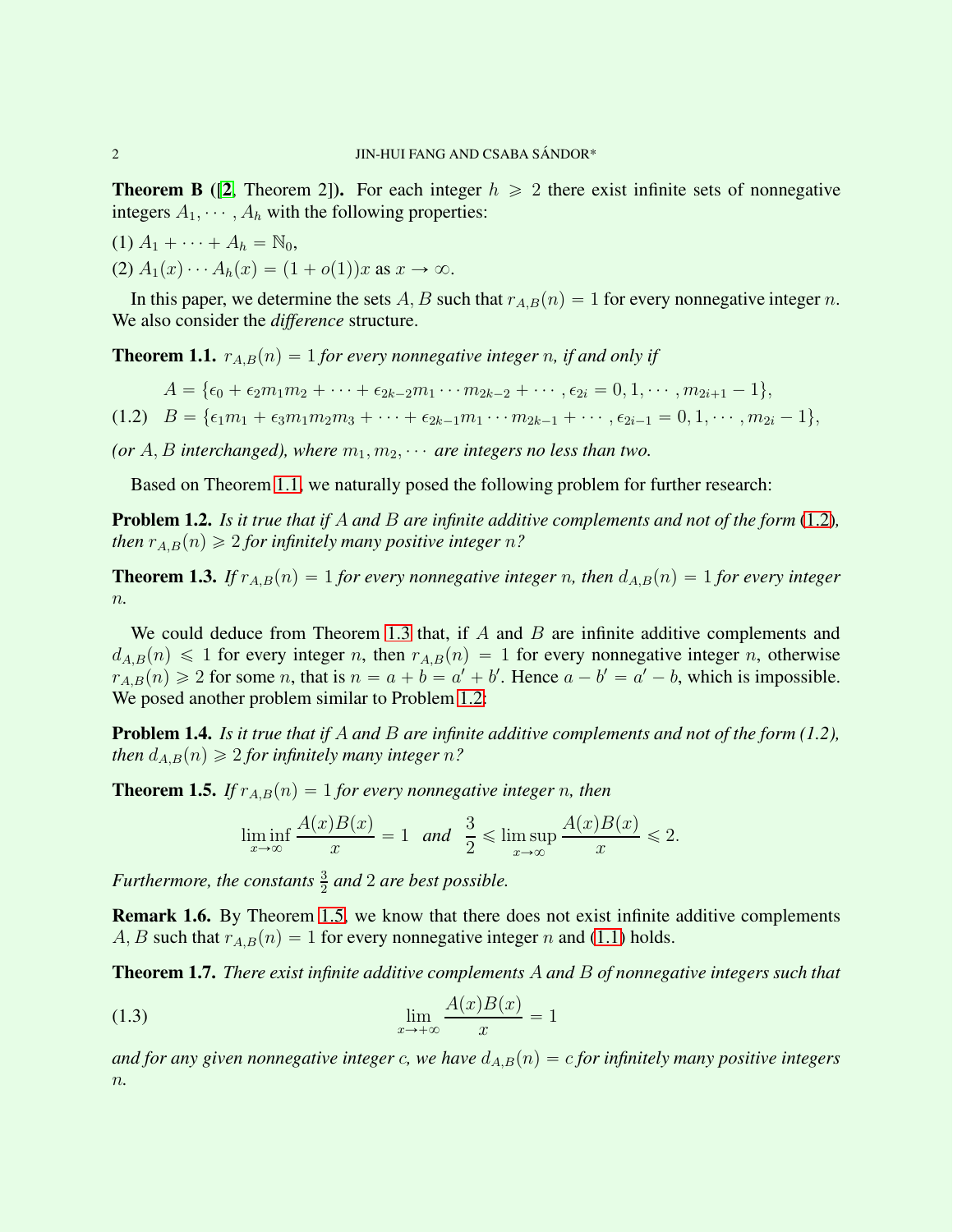**Theorem B** ([2, Theorem 2]). *For each integer $h \geqslant 2$ there exist infinite sets of nonnegative integers $A_1, \cdots, A_h$ with the following properties:*

(1) $A_1 + \cdots + A_h = \mathbb{N}_0$,

(2) $A_1(x) \cdots A_h(x) = (1 + o(1))x$ as $x \to \infty$.

In this paper, we determine the sets $A, B$ such that $r_{A,B}(n) = 1$ for every nonnegative integer $n$. We also consider the *difference* structure.

**Theorem 1.1.** *$r_{A,B}(n) = 1$ for every nonnegative integer $n$, if and only if*

$$A = \{\epsilon_0 + \epsilon_2 m_1 m_2 + \cdots + \epsilon_{2k-2} m_1 \cdots m_{2k-2} + \cdots, \epsilon_{2i} = 0, 1, \cdots, m_{2i+1} - 1\},$$

$$B = \{\epsilon_1 m_1 + \epsilon_3 m_1 m_2 m_3 + \cdots + \epsilon_{2k-1} m_1 \cdots m_{2k-1} + \cdots, \epsilon_{2i-1} = 0, 1, \cdots, m_{2i} - 1\}, \tag{1.2}$$

*(or $A, B$ interchanged), where $m_1, m_2, \cdots$ are integers no less than two.*

Based on Theorem 1.1, we naturally posed the following problem for further research:

**Problem 1.2.** *Is it true that if $A$ and $B$ are infinite additive complements and not of the form (1.2), then $r_{A,B}(n) \geqslant 2$ for infinitely many positive integer $n$?*

**Theorem 1.3.** *If $r_{A,B}(n) = 1$ for every nonnegative integer $n$, then $d_{A,B}(n) = 1$ for every integer $n$.*

We could deduce from Theorem 1.3 that, if $A$ and $B$ are infinite additive complements and $d_{A,B}(n) \leqslant 1$ for every integer $n$, then $r_{A,B}(n) = 1$ for every nonnegative integer $n$, otherwise $r_{A,B}(n) \geqslant 2$ for some $n$, that is $n = a + b = a' + b'$. Hence $a - b' = a' - b$, which is impossible. We posed another problem similar to Problem 1.2:

**Problem 1.4.** *Is it true that if $A$ and $B$ are infinite additive complements and not of the form (1.2), then $d_{A,B}(n) \geqslant 2$ for infinitely many integer $n$?*

**Theorem 1.5.** *If $r_{A,B}(n) = 1$ for every nonnegative integer $n$, then*

$$\liminf_{x \to \infty} \frac{A(x)B(x)}{x} = 1 \quad \text{and} \quad \frac{3}{2} \leqslant \limsup_{x \to \infty} \frac{A(x)B(x)}{x} \leqslant 2.$$

*Furthermore, the constants $\frac{3}{2}$ and $2$ are best possible.*

**Remark 1.6.** By Theorem 1.5, we know that there does not exist infinite additive complements $A, B$ such that $r_{A,B}(n) = 1$ for every nonnegative integer $n$ and (1.1) holds.

**Theorem 1.7.** *There exist infinite additive complements $A$ and $B$ of nonnegative integers such that*

$$\lim_{x \to +\infty} \frac{A(x)B(x)}{x} = 1 \tag{1.3}$$

*and for any given nonnegative integer $c$, we have $d_{A,B}(n) = c$ for infinitely many positive integers $n$.*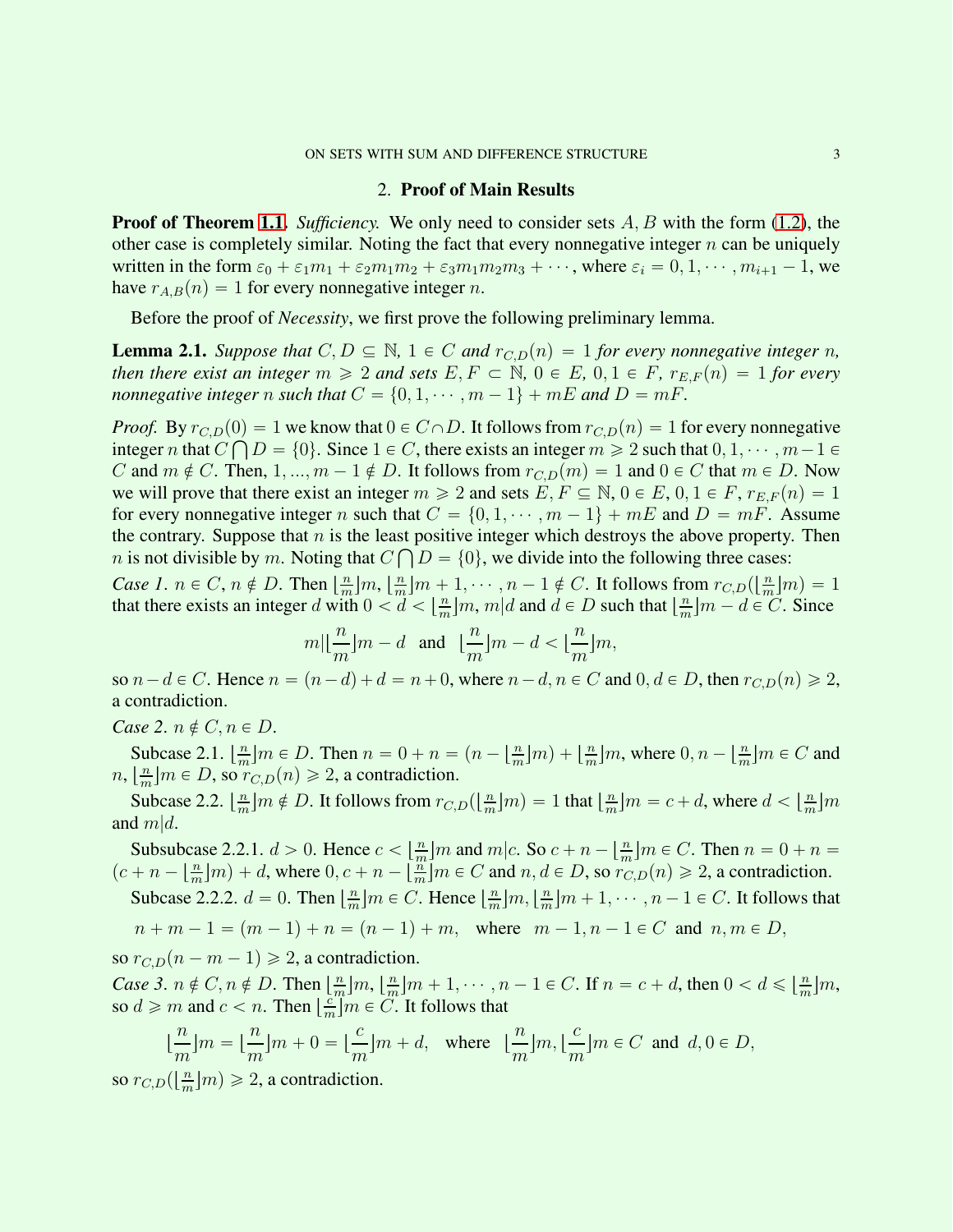## 2. Proof of Main Results

**Proof of Theorem 1.1.** *Sufficiency.* We only need to consider sets $A, B$ with the form (1.2), the other case is completely similar. Noting the fact that every nonnegative integer $n$ can be uniquely written in the form $\varepsilon_0 + \varepsilon_1 m_1 + \varepsilon_2 m_1 m_2 + \varepsilon_3 m_1 m_2 m_3 + \cdots$, where $\varepsilon_i = 0, 1, \cdots, m_{i+1} - 1$, we have $r_{A,B}(n) = 1$ for every nonnegative integer $n$.

Before the proof of *Necessity*, we first prove the following preliminary lemma.

**Lemma 2.1.** *Suppose that $C, D \subseteq \mathbb{N}$, $1 \in C$ and $r_{C,D}(n) = 1$ for every nonnegative integer $n$, then there exist an integer $m \geqslant 2$ and sets $E, F \subset \mathbb{N}$, $0 \in E$, $0, 1 \in F$, $r_{E,F}(n) = 1$ for every nonnegative integer $n$ such that $C = \{0, 1, \cdots, m-1\} + mE$ and $D = mF$.*

*Proof.* By $r_{C,D}(0) = 1$ we know that $0 \in C \cap D$. It follows from $r_{C,D}(n) = 1$ for every nonnegative integer $n$ that $C \bigcap D = \{0\}$. Since $1 \in C$, there exists an integer $m \geqslant 2$ such that $0, 1, \cdots, m-1 \in C$ and $m \notin C$. Then, $1, ..., m-1 \notin D$. It follows from $r_{C,D}(m) = 1$ and $0 \in C$ that $m \in D$. Now we will prove that there exist an integer $m \geqslant 2$ and sets $E, F \subseteq \mathbb{N}$, $0 \in E$, $0, 1 \in F$, $r_{E,F}(n) = 1$ for every nonnegative integer $n$ such that $C = \{0, 1, \cdots, m-1\} + mE$ and $D = mF$. Assume the contrary. Suppose that $n$ is the least positive integer which destroys the above property. Then $n$ is not divisible by $m$. Noting that $C \bigcap D = \{0\}$, we divide into the following three cases:

*Case 1.* $n \in C$, $n \notin D$. Then $\lfloor \frac{n}{m} \rfloor m, \lfloor \frac{n}{m} \rfloor m + 1, \cdots, n-1 \notin C$. It follows from $r_{C,D}(\lfloor \frac{n}{m} \rfloor m) = 1$ that there exists an integer $d$ with $0 < d < \lfloor \frac{n}{m} \rfloor m$, $m | d$ and $d \in D$ such that $\lfloor \frac{n}{m} \rfloor m - d \in C$. Since

$$m | \lfloor \frac{n}{m} \rfloor m - d \quad \text{and} \quad \lfloor \frac{n}{m} \rfloor m - d < \lfloor \frac{n}{m} \rfloor m,$$

so $n - d \in C$. Hence $n = (n-d) + d = n + 0$, where $n - d, n \in C$ and $0, d \in D$, then $r_{C,D}(n) \geqslant 2$, a contradiction.

*Case 2.* $n \notin C, n \in D$.

Subcase 2.1. $\lfloor \frac{n}{m} \rfloor m \in D$. Then $n = 0 + n = (n - \lfloor \frac{n}{m} \rfloor m) + \lfloor \frac{n}{m} \rfloor m$, where $0, n - \lfloor \frac{n}{m} \rfloor m \in C$ and $n, \lfloor \frac{n}{m} \rfloor m \in D$, so $r_{C,D}(n) \geqslant 2$, a contradiction.

Subcase 2.2. $\lfloor \frac{n}{m} \rfloor m \notin D$. It follows from $r_{C,D}(\lfloor \frac{n}{m} \rfloor m) = 1$ that $\lfloor \frac{n}{m} \rfloor m = c + d$, where $d < \lfloor \frac{n}{m} \rfloor m$ and $m | d$.

Subsubcase 2.2.1. $d > 0$. Hence $c < \lfloor \frac{n}{m} \rfloor m$ and $m | c$. So $c + n - \lfloor \frac{n}{m} \rfloor m \in C$. Then $n = 0 + n = (c + n - \lfloor \frac{n}{m} \rfloor m) + d$, where $0, c + n - \lfloor \frac{n}{m} \rfloor m \in C$ and $n, d \in D$, so $r_{C,D}(n) \geqslant 2$, a contradiction.

Subcase 2.2.2. $d = 0$. Then $\lfloor \frac{n}{m} \rfloor m \in C$. Hence $\lfloor \frac{n}{m} \rfloor m, \lfloor \frac{n}{m} \rfloor m + 1, \cdots, n-1 \in C$. It follows that

$$n + m - 1 = (m-1) + n = (n-1) + m, \quad \text{where} \quad m-1, n-1 \in C \;\text{ and }\; n, m \in D,$$

so $r_{C,D}(n - m - 1) \geqslant 2$, a contradiction.

*Case 3.* $n \notin C, n \notin D$. Then $\lfloor \frac{n}{m} \rfloor m, \lfloor \frac{n}{m} \rfloor m + 1, \cdots, n-1 \in C$. If $n = c + d$, then $0 < d \leqslant \lfloor \frac{n}{m} \rfloor m$, so $d \geqslant m$ and $c < n$. Then $\lfloor \frac{c}{m} \rfloor m \in C$. It follows that

$$\lfloor \frac{n}{m} \rfloor m = \lfloor \frac{n}{m} \rfloor m + 0 = \lfloor \frac{c}{m} \rfloor m + d, \quad \text{where} \quad \lfloor \frac{n}{m} \rfloor m, \lfloor \frac{c}{m} \rfloor m \in C \;\text{ and }\; d, 0 \in D,$$

so $r_{C,D}(\lfloor \frac{n}{m} \rfloor m) \geqslant 2$, a contradiction.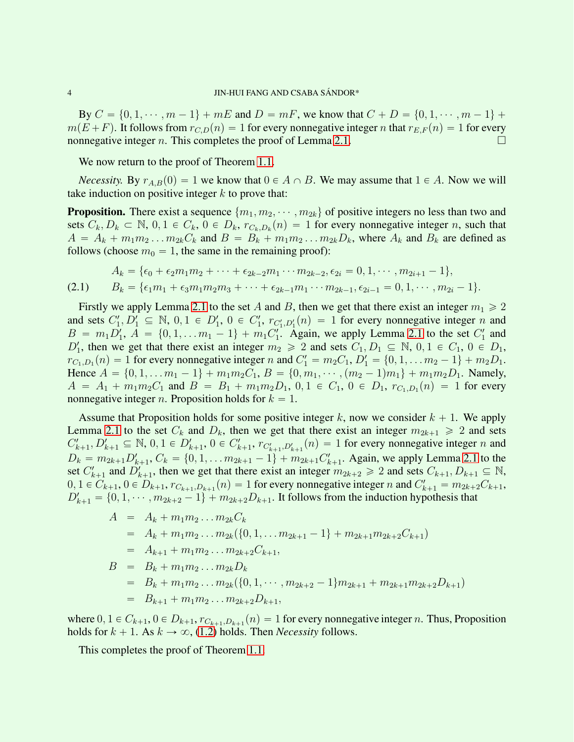By $C = \{0, 1, \cdots, m-1\} + mE$ and $D = mF$, we know that $C + D = \{0, 1, \cdots, m-1\} + m(E+F)$. It follows from $r_{C,D}(n) = 1$ for every nonnegative integer $n$ that $r_{E,F}(n) = 1$ for every nonnegative integer $n$. This completes the proof of Lemma 2.1. $\square$

We now return to the proof of Theorem 1.1.

*Necessity.* By $r_{A,B}(0) = 1$ we know that $0 \in A \cap B$. We may assume that $1 \in A$. Now we will take induction on positive integer $k$ to prove that:

**Proposition.** There exist a sequence $\{m_1, m_2, \cdots, m_{2k}\}$ of positive integers no less than two and sets $C_k, D_k \subset \mathbb{N}$, $0, 1 \in C_k$, $0 \in D_k$, $r_{C_k,D_k}(n) = 1$ for every nonnegative integer $n$, such that $A = A_k + m_1 m_2 \ldots m_{2k} C_k$ and $B = B_k + m_1 m_2 \ldots m_{2k} D_k$, where $A_k$ and $B_k$ are defined as follows (choose $m_0 = 1$, the same in the remaining proof):

$$
\begin{aligned}
&A_k = \{\epsilon_0 + \epsilon_2 m_1 m_2 + \cdots + \epsilon_{2k-2} m_1 \cdots m_{2k-2}, \epsilon_{2i} = 0, 1, \cdots, m_{2i+1} - 1\},\\
&B_k = \{\epsilon_1 m_1 + \epsilon_3 m_1 m_2 m_3 + \cdots + \epsilon_{2k-1} m_1 \cdots m_{2k-1}, \epsilon_{2i-1} = 0, 1, \cdots, m_{2i} - 1\}.
\end{aligned}
\tag{2.1}
$$

Firstly we apply Lemma 2.1 to the set $A$ and $B$, then we get that there exist an integer $m_1 \geqslant 2$ and sets $C_1', D_1' \subseteq \mathbb{N}$, $0, 1 \in D_1'$, $0 \in C_1'$, $r_{C_1',D_1'}(n) = 1$ for every nonnegative integer $n$ and $B = m_1 D_1'$, $A = \{0, 1, \ldots m_1 - 1\} + m_1 C_1'$. Again, we apply Lemma 2.1 to the set $C_1'$ and $D_1'$, then we get that there exist an integer $m_2 \geqslant 2$ and sets $C_1, D_1 \subseteq \mathbb{N}$, $0, 1 \in C_1$, $0 \in D_1$, $r_{C_1,D_1}(n) = 1$ for every nonnegative integer $n$ and $C_1' = m_2 C_1$, $D_1' = \{0, 1, \ldots m_2 - 1\} + m_2 D_1$. Hence $A = \{0, 1, \ldots m_1 - 1\} + m_1 m_2 C_1$, $B = \{0, m_1, \cdots, (m_2 - 1) m_1\} + m_1 m_2 D_1$. Namely, $A = A_1 + m_1 m_2 C_1$ and $B = B_1 + m_1 m_2 D_1$, $0, 1 \in C_1$, $0 \in D_1$, $r_{C_1,D_1}(n) = 1$ for every nonnegative integer $n$. Proposition holds for $k = 1$.

Assume that Proposition holds for some positive integer $k$, now we consider $k+1$. We apply Lemma 2.1 to the set $C_k$ and $D_k$, then we get that there exist an integer $m_{2k+1} \geqslant 2$ and sets $C_{k+1}', D_{k+1}' \subseteq \mathbb{N}$, $0, 1 \in D_{k+1}'$, $0 \in C_{k+1}'$, $r_{C_{k+1}',D_{k+1}'}(n) = 1$ for every nonnegative integer $n$ and $D_k = m_{2k+1} D_{k+1}'$, $C_k = \{0, 1, \ldots m_{2k+1} - 1\} + m_{2k+1} C_{k+1}'$. Again, we apply Lemma 2.1 to the set $C_{k+1}'$ and $D_{k+1}'$, then we get that there exist an integer $m_{2k+2} \geqslant 2$ and sets $C_{k+1}, D_{k+1} \subseteq \mathbb{N}$, $0, 1 \in C_{k+1}$, $0 \in D_{k+1}$, $r_{C_{k+1},D_{k+1}}(n) = 1$ for every nonnegative integer $n$ and $C_{k+1}' = m_{2k+2} C_{k+1}$, $D_{k+1}' = \{0, 1, \cdots, m_{2k+2} - 1\} + m_{2k+2} D_{k+1}$. It follows from the induction hypothesis that

$$
\begin{aligned}
A &= A_k + m_1 m_2 \ldots m_{2k} C_k\\
&= A_k + m_1 m_2 \ldots m_{2k} (\{0, 1, \ldots m_{2k+1} - 1\} + m_{2k+1} m_{2k+2} C_{k+1})\\
&= A_{k+1} + m_1 m_2 \ldots m_{2k+2} C_{k+1},\\
B &= B_k + m_1 m_2 \ldots m_{2k} D_k\\
&= B_k + m_1 m_2 \ldots m_{2k} (\{0, 1, \cdots, m_{2k+2} - 1\} m_{2k+1} + m_{2k+1} m_{2k+2} D_{k+1})\\
&= B_{k+1} + m_1 m_2 \ldots m_{2k+2} D_{k+1},
\end{aligned}
$$

where $0, 1 \in C_{k+1}$, $0 \in D_{k+1}$, $r_{C_{k+1},D_{k+1}}(n) = 1$ for every nonnegative integer $n$. Thus, Proposition holds for $k+1$. As $k \to \infty$, (1.2) holds. Then *Necessity* follows.

This completes the proof of Theorem 1.1.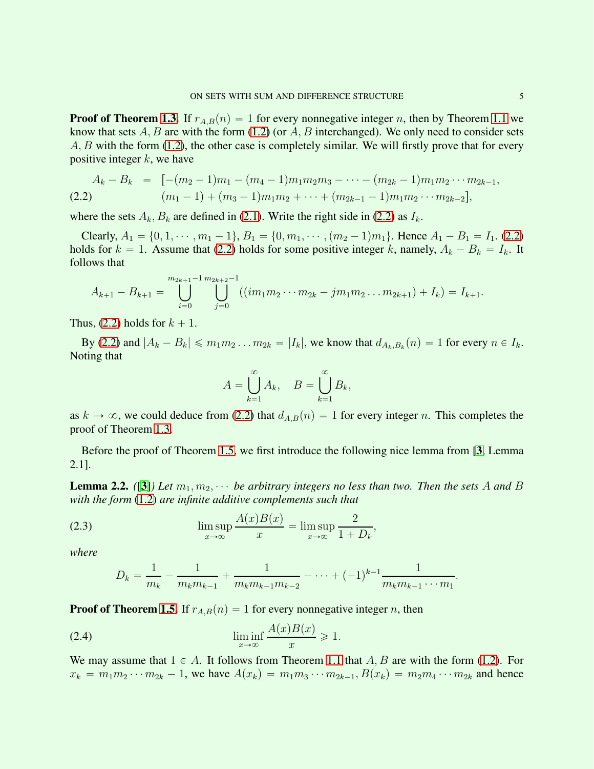**Proof of Theorem 1.3.** If $r_{A,B}(n) = 1$ for every nonnegative integer $n$, then by Theorem 1.1 we know that sets $A, B$ are with the form (1.2) (or $A, B$ interchanged). We only need to consider sets $A, B$ with the form (1.2), the other case is completely similar. We will firstly prove that for every positive integer $k$, we have

$$\begin{aligned} A_k - B_k &= [-(m_2-1)m_1 - (m_4-1)m_1m_2m_3 - \cdots - (m_{2k}-1)m_1m_2\cdots m_{2k-1}, \\ &\qquad (m_1-1) + (m_3-1)m_1m_2 + \cdots + (m_{2k-1}-1)m_1m_2\cdots m_{2k-2}], \end{aligned} \tag{2.2}$$

where the sets $A_k, B_k$ are defined in (2.1). Write the right side in (2.2) as $I_k$.

Clearly, $A_1 = \{0, 1, \cdots, m_1 - 1\}$, $B_1 = \{0, m_1, \cdots, (m_2-1)m_1\}$. Hence $A_1 - B_1 = I_1$. (2.2) holds for $k = 1$. Assume that (2.2) holds for some positive integer $k$, namely, $A_k - B_k = I_k$. It follows that

$$A_{k+1} - B_{k+1} = \bigcup_{i=0}^{m_{2k+1}-1} \bigcup_{j=0}^{m_{2k+2}-1} ((im_1m_2\cdots m_{2k} - jm_1m_2\ldots m_{2k+1}) + I_k) = I_{k+1}.$$

Thus, (2.2) holds for $k+1$.

By (2.2) and $|A_k - B_k| \leqslant m_1m_2\ldots m_{2k} = |I_k|$, we know that $d_{A_k,B_k}(n) = 1$ for every $n \in I_k$. Noting that

$$A = \bigcup_{k=1}^{\infty} A_k, \quad B = \bigcup_{k=1}^{\infty} B_k,$$

as $k \to \infty$, we could deduce from (2.2) that $d_{A,B}(n) = 1$ for every integer $n$. This completes the proof of Theorem 1.3.

Before the proof of Theorem 1.5, we first introduce the following nice lemma from [3, Lemma 2.1].

**Lemma 2.2.** *([3]) Let $m_1, m_2, \cdots$ be arbitrary integers no less than two. Then the sets $A$ and $B$ with the form (1.2) are infinite additive complements such that*

$$\limsup_{x\to\infty} \frac{A(x)B(x)}{x} = \limsup_{x\to\infty} \frac{2}{1+D_k}, \tag{2.3}$$

*where*

$$D_k = \frac{1}{m_k} - \frac{1}{m_km_{k-1}} + \frac{1}{m_km_{k-1}m_{k-2}} - \cdots + (-1)^{k-1}\frac{1}{m_km_{k-1}\cdots m_1}.$$

**Proof of Theorem 1.5.** If $r_{A,B}(n) = 1$ for every nonnegative integer $n$, then

$$\liminf_{x\to\infty} \frac{A(x)B(x)}{x} \geqslant 1. \tag{2.4}$$

We may assume that $1 \in A$. It follows from Theorem 1.1 that $A, B$ are with the form (1.2). For $x_k = m_1m_2\cdots m_{2k} - 1$, we have $A(x_k) = m_1m_3\cdots m_{2k-1}$, $B(x_k) = m_2m_4\cdots m_{2k}$ and hence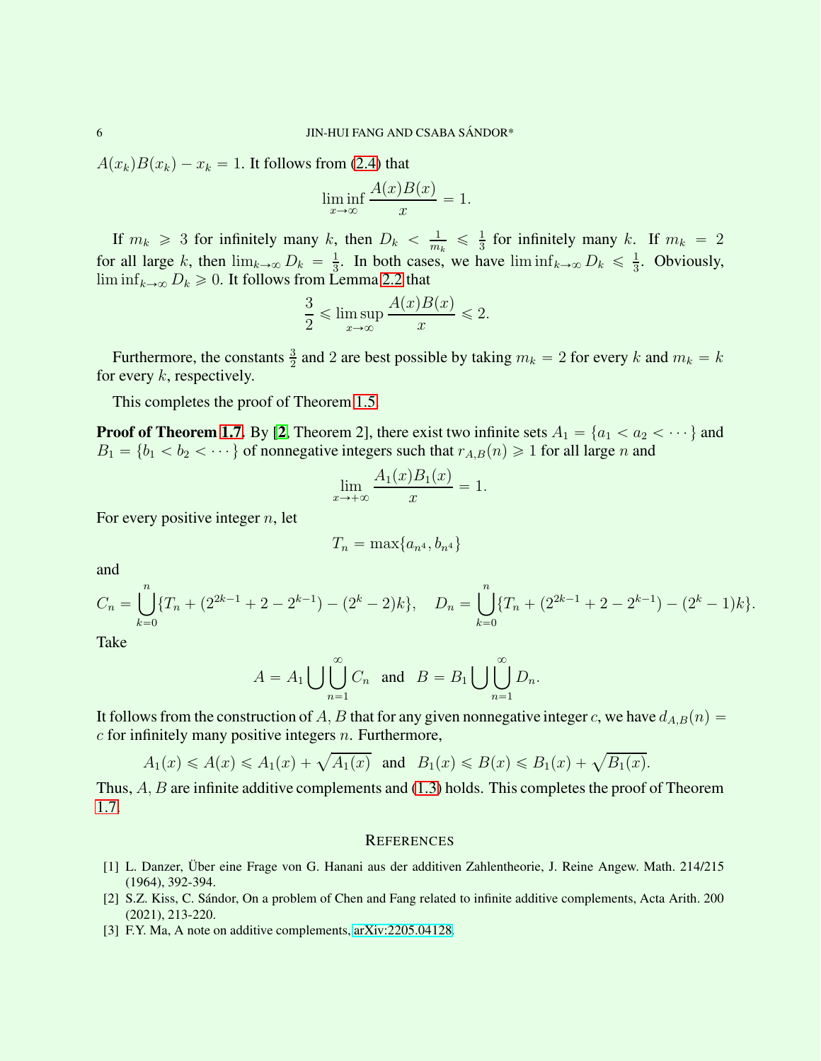$A(x_k)B(x_k) - x_k = 1$. It follows from (2.4) that

$$\liminf_{x\to\infty} \frac{A(x)B(x)}{x} = 1.$$

If $m_k \geqslant 3$ for infinitely many $k$, then $D_k < \frac{1}{m_k} \leqslant \frac{1}{3}$ for infinitely many $k$. If $m_k = 2$ for all large $k$, then $\lim_{k\to\infty} D_k = \frac{1}{3}$. In both cases, we have $\liminf_{k\to\infty} D_k \leqslant \frac{1}{3}$. Obviously, $\liminf_{k\to\infty} D_k \geqslant 0$. It follows from Lemma 2.2 that

$$\frac{3}{2} \leqslant \limsup_{x\to\infty} \frac{A(x)B(x)}{x} \leqslant 2.$$

Furthermore, the constants $\frac{3}{2}$ and 2 are best possible by taking $m_k = 2$ for every $k$ and $m_k = k$ for every $k$, respectively.

This completes the proof of Theorem 1.5.

**Proof of Theorem 1.7.** By [2, Theorem 2], there exist two infinite sets $A_1 = \{a_1 < a_2 < \cdots\}$ and $B_1 = \{b_1 < b_2 < \cdots\}$ of nonnegative integers such that $r_{A,B}(n) \geqslant 1$ for all large $n$ and

$$\lim_{x\to+\infty} \frac{A_1(x)B_1(x)}{x} = 1.$$

For every positive integer $n$, let

$$T_n = \max\{a_{n^4}, b_{n^4}\}$$

and

$$C_n = \bigcup_{k=0}^{n} \{T_n + (2^{2k-1} + 2 - 2^{k-1}) - (2^k - 2)k\}, \quad D_n = \bigcup_{k=0}^{n} \{T_n + (2^{2k-1} + 2 - 2^{k-1}) - (2^k - 1)k\}.$$

Take

$$A = A_1 \bigcup \bigcup_{n=1}^{\infty} C_n \quad \text{and} \quad B = B_1 \bigcup \bigcup_{n=1}^{\infty} D_n.$$

It follows from the construction of $A, B$ that for any given nonnegative integer $c$, we have $d_{A,B}(n) = c$ for infinitely many positive integers $n$. Furthermore,

$$A_1(x) \leqslant A(x) \leqslant A_1(x) + \sqrt{A_1(x)} \quad \text{and} \quad B_1(x) \leqslant B(x) \leqslant B_1(x) + \sqrt{B_1(x)}.$$

Thus, $A, B$ are infinite additive complements and (1.3) holds. This completes the proof of Theorem 1.7.

## References

[1] L. Danzer, Über eine Frage von G. Hanani aus der additiven Zahlentheorie, J. Reine Angew. Math. 214/215 (1964), 392-394.

[2] S.Z. Kiss, C. Sándor, On a problem of Chen and Fang related to infinite additive complements, Acta Arith. 200 (2021), 213-220.

[3] F.Y. Ma, A note on additive complements, arXiv:2205.04128.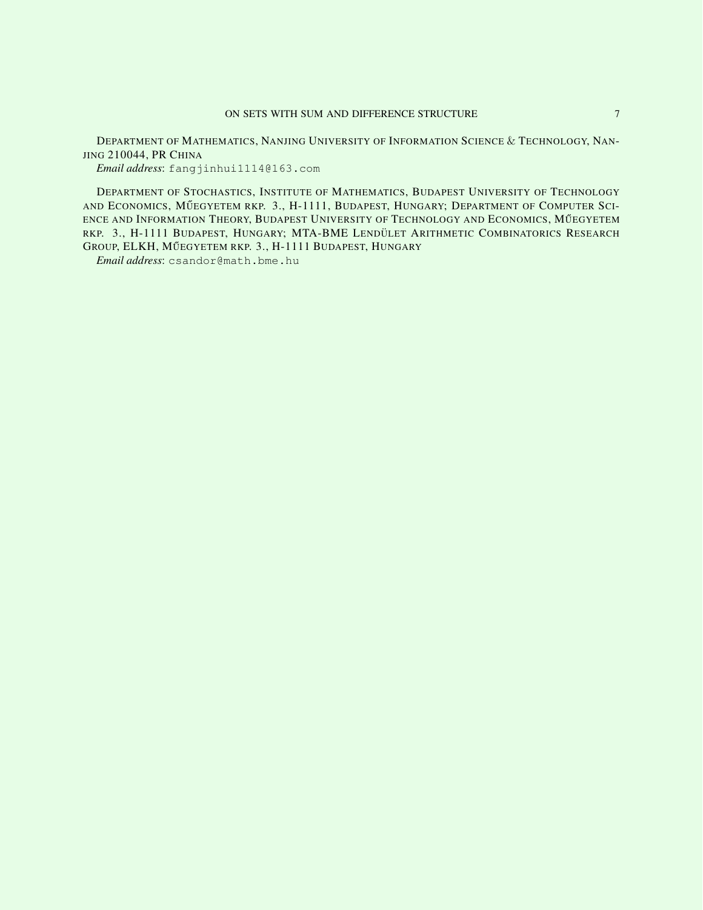DEPARTMENT OF MATHEMATICS, NANJING UNIVERSITY OF INFORMATION SCIENCE & TECHNOLOGY, NANJING 210044, PR CHINA

*Email address*: fangjinhui1114@163.com

DEPARTMENT OF STOCHASTICS, INSTITUTE OF MATHEMATICS, BUDAPEST UNIVERSITY OF TECHNOLOGY AND ECONOMICS, MŰEGYETEM RKP. 3., H-1111, BUDAPEST, HUNGARY; DEPARTMENT OF COMPUTER SCIENCE AND INFORMATION THEORY, BUDAPEST UNIVERSITY OF TECHNOLOGY AND ECONOMICS, MŰEGYETEM RKP. 3., H-1111 BUDAPEST, HUNGARY; MTA-BME LENDÜLET ARITHMETIC COMBINATORICS RESEARCH GROUP, ELKH, MŰEGYETEM RKP. 3., H-1111 BUDAPEST, HUNGARY

*Email address*: csandor@math.bme.hu